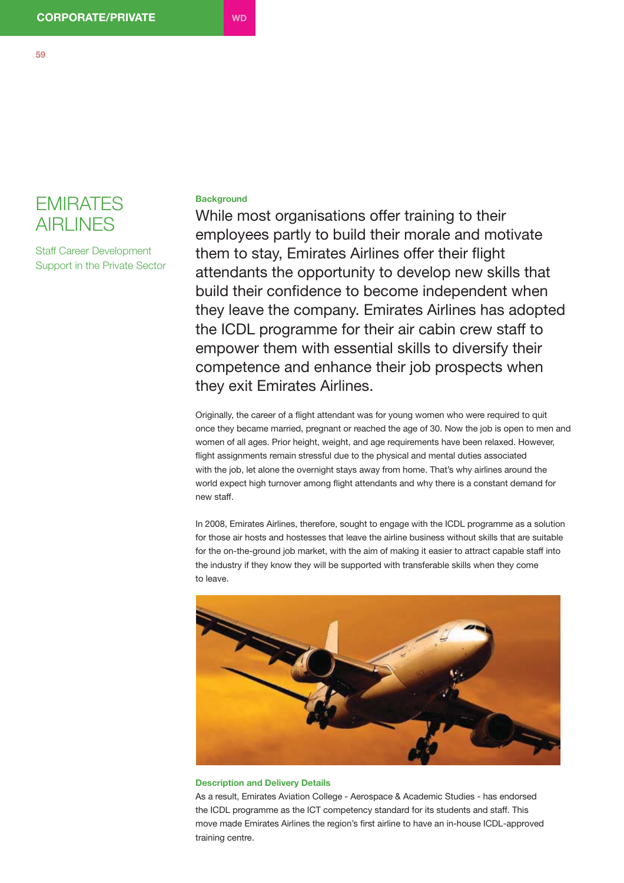# EMIRATES AIRLINES

Staff Career Development Support in the Private Sector

### Background

While most organisations offer training to their employees partly to build their morale and motivate them to stay, Emirates Airlines offer their flight attendants the opportunity to develop new skills that build their confidence to become independent when they leave the company. Emirates Airlines has adopted the ICDL programme for their air cabin crew staff to empower them with essential skills to diversify their competence and enhance their job prospects when they exit Emirates Airlines.

Originally, the career of a flight attendant was for young women who were required to quit once they became married, pregnant or reached the age of 30. Now the job is open to men and women of all ages. Prior height, weight, and age requirements have been relaxed. However, flight assignments remain stressful due to the physical and mental duties associated with the job, let alone the overnight stays away from home. That's why airlines around the world expect high turnover among flight attendants and why there is a constant demand for new staff.

In 2008, Emirates Airlines, therefore, sought to engage with the ICDL programme as a solution for those air hosts and hostesses that leave the airline business without skills that are suitable for the on-the-ground job market, with the aim of making it easier to attract capable staff into the industry if they know they will be supported with transferable skills when they come to leave.

### Description and Delivery Details

As a result, Emirates Aviation College - Aerospace & Academic Studies - has endorsed the ICDL programme as the ICT competency standard for its students and staff. This move made Emirates Airlines the region's first airline to have an in-house ICDL-approved training centre.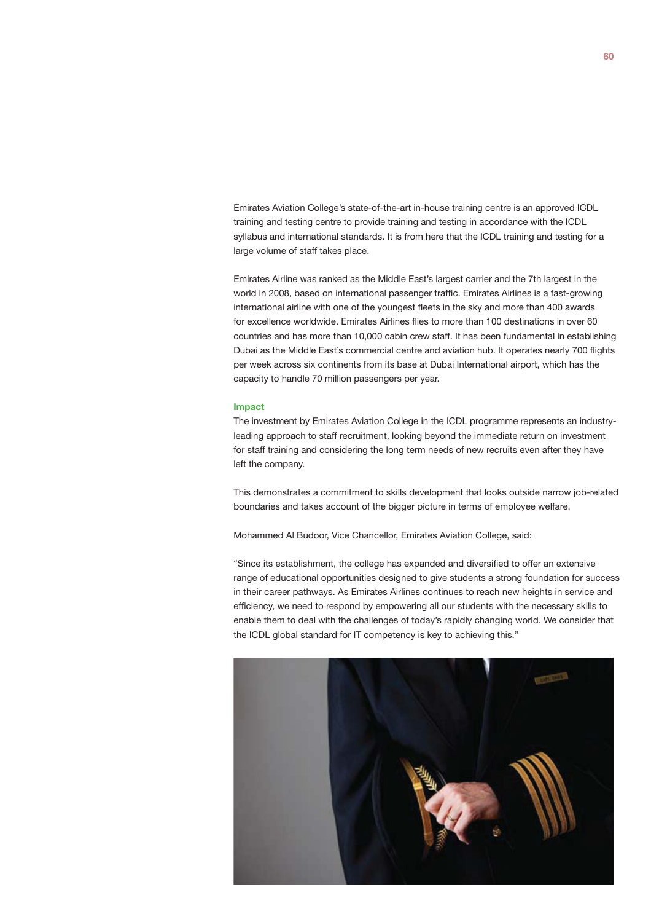Emirates Aviation College's state-of-the-art in-house training centre is an approved ICDL training and testing centre to provide training and testing in accordance with the ICDL syllabus and international standards. It is from here that the ICDL training and testing for a large volume of staff takes place.

Emirates Airline was ranked as the Middle East's largest carrier and the 7th largest in the world in 2008, based on international passenger traffic. Emirates Airlines is a fast-growing international airline with one of the youngest fleets in the sky and more than 400 awards for excellence worldwide. Emirates Airlines flies to more than 100 destinations in over 60 countries and has more than 10,000 cabin crew staff. It has been fundamental in establishing Dubai as the Middle East's commercial centre and aviation hub. It operates nearly 700 flights per week across six continents from its base at Dubai International airport, which has the capacity to handle 70 million passengers per year.

### Impact

The investment by Emirates Aviation College in the ICDL programme represents an industry-leading approach to staff recruitment, looking beyond the immediate return on investment for staff training and considering the long term needs of new recruits even after they have left the company.

This demonstrates a commitment to skills development that looks outside narrow job-related boundaries and takes account of the bigger picture in terms of employee welfare.

Mohammed Al Budoor, Vice Chancellor, Emirates Aviation College, said:

"Since its establishment, the college has expanded and diversified to offer an extensive range of educational opportunities designed to give students a strong foundation for success in their career pathways. As Emirates Airlines continues to reach new heights in service and efficiency, we need to respond by empowering all our students with the necessary skills to enable them to deal with the challenges of today's rapidly changing world. We consider that the ICDL global standard for IT competency is key to achieving this."